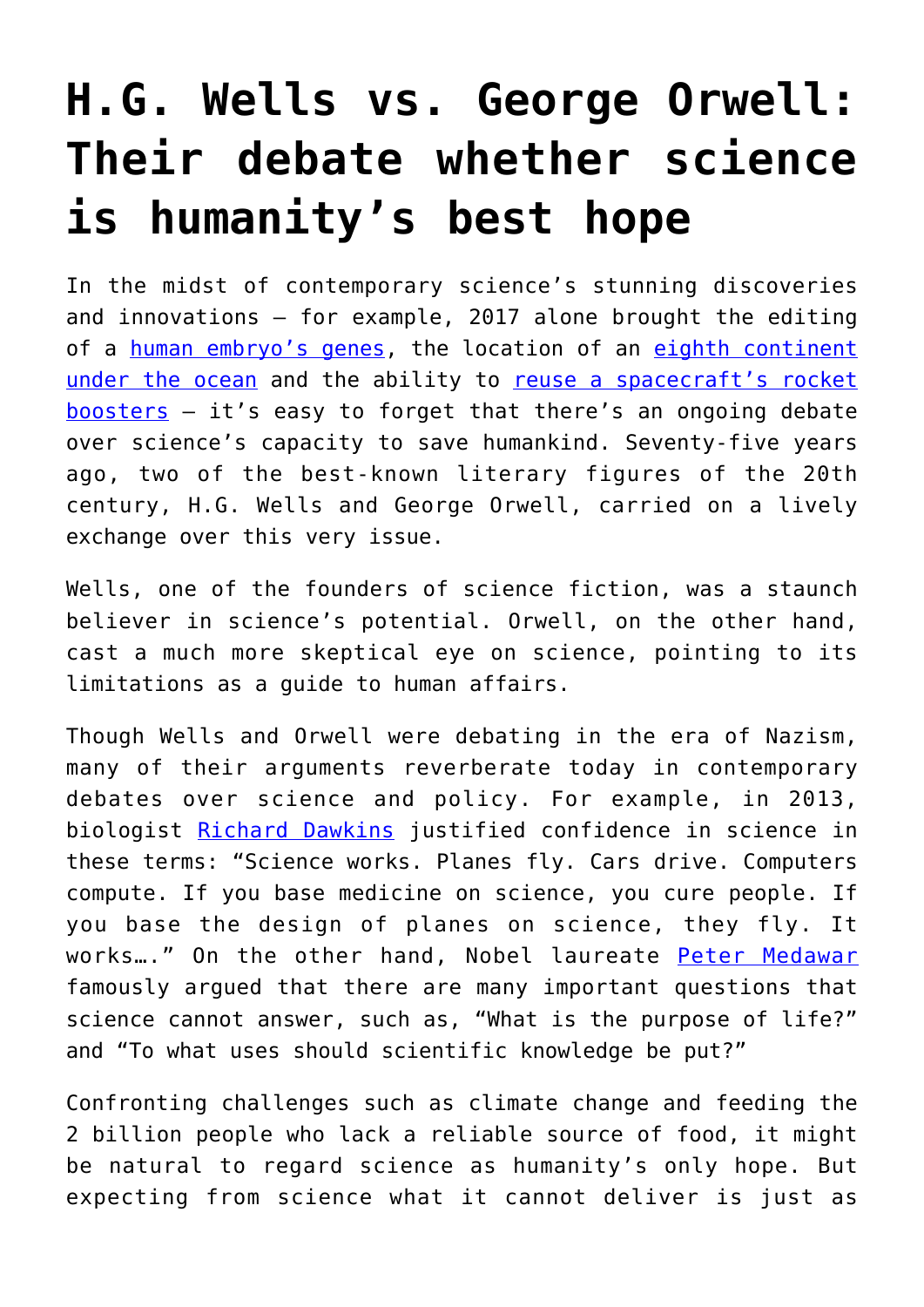# H.G. Wells vs. George Orwell: Their debate whether science is humanity's best hope

In the midst of contemporary science's stunning discoveries and innovations – for example, 2017 alone brought the editing of a human embryo's genes, the location of an eighth continent under the ocean and the ability to reuse a spacecraft's rocket boosters – it's easy to forget that there's an ongoing debate over science's capacity to save humankind. Seventy-five years ago, two of the best-known literary figures of the 20th century, H.G. Wells and George Orwell, carried on a lively exchange over this very issue.

Wells, one of the founders of science fiction, was a staunch believer in science's potential. Orwell, on the other hand, cast a much more skeptical eye on science, pointing to its limitations as a guide to human affairs.

Though Wells and Orwell were debating in the era of Nazism, many of their arguments reverberate today in contemporary debates over science and policy. For example, in 2013, biologist Richard Dawkins justified confidence in science in these terms: "Science works. Planes fly. Cars drive. Computers compute. If you base medicine on science, you cure people. If you base the design of planes on science, they fly. It works…." On the other hand, Nobel laureate Peter Medawar famously argued that there are many important questions that science cannot answer, such as, "What is the purpose of life?" and "To what uses should scientific knowledge be put?"

Confronting challenges such as climate change and feeding the 2 billion people who lack a reliable source of food, it might be natural to regard science as humanity's only hope. But expecting from science what it cannot deliver is just as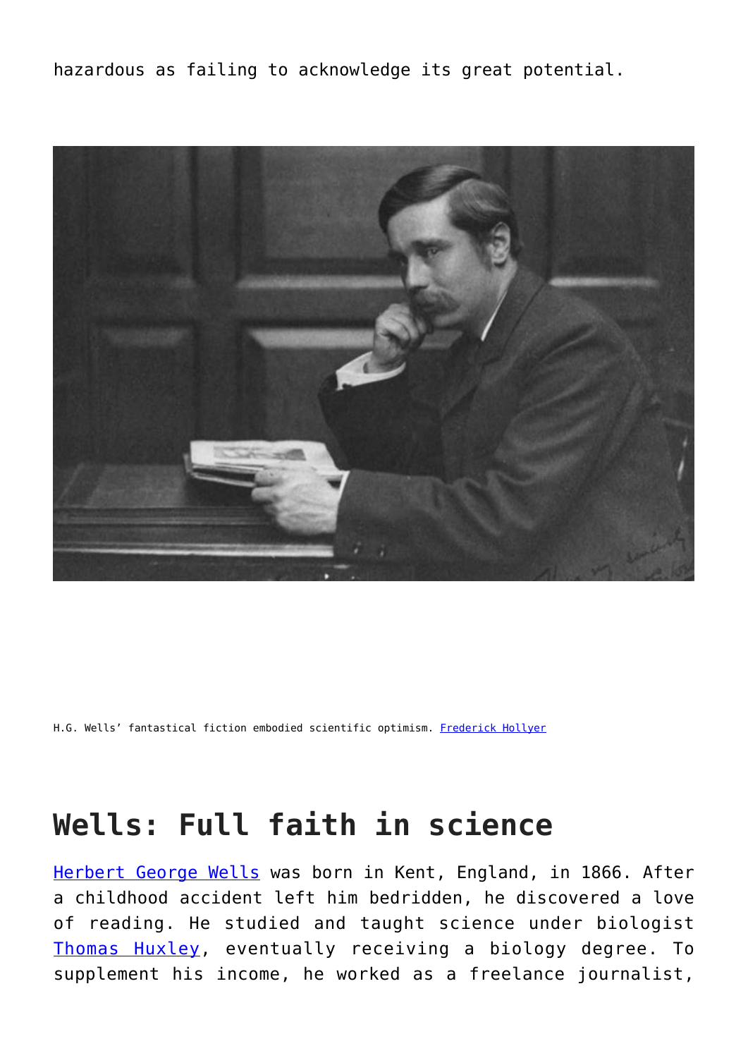hazardous as failing to acknowledge its great potential.

H.G. Wells' fantastical fiction embodied scientific optimism. Frederick Hollyer

## Wells: Full faith in science

Herbert George Wells was born in Kent, England, in 1866. After a childhood accident left him bedridden, he discovered a love of reading. He studied and taught science under biologist Thomas Huxley, eventually receiving a biology degree. To supplement his income, he worked as a freelance journalist,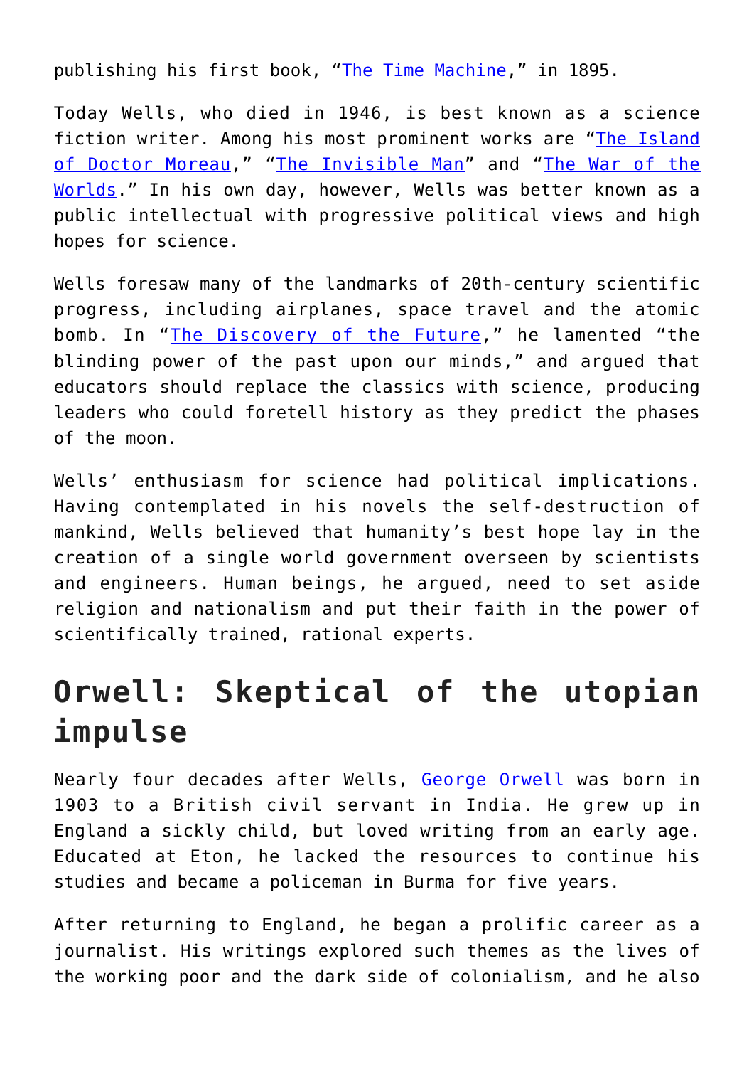publishing his first book, "[The Time Machine](),", in 1895.

Today Wells, who died in 1946, is best known as a science fiction writer. Among his most prominent works are "The Island of Doctor Moreau," "The Invisible Man" and "The War of the Worlds." In his own day, however, Wells was better known as a public intellectual with progressive political views and high hopes for science.

Wells foresaw many of the landmarks of 20th-century scientific progress, including airplanes, space travel and the atomic bomb. In "The Discovery of the Future," he lamented "the blinding power of the past upon our minds," and argued that educators should replace the classics with science, producing leaders who could foretell history as they predict the phases of the moon.

Wells' enthusiasm for science had political implications. Having contemplated in his novels the self-destruction of mankind, Wells believed that humanity's best hope lay in the creation of a single world government overseen by scientists and engineers. Human beings, he argued, need to set aside religion and nationalism and put their faith in the power of scientifically trained, rational experts.

## Orwell: Skeptical of the utopian impulse

Nearly four decades after Wells, George Orwell was born in 1903 to a British civil servant in India. He grew up in England a sickly child, but loved writing from an early age. Educated at Eton, he lacked the resources to continue his studies and became a policeman in Burma for five years.

After returning to England, he began a prolific career as a journalist. His writings explored such themes as the lives of the working poor and the dark side of colonialism, and he also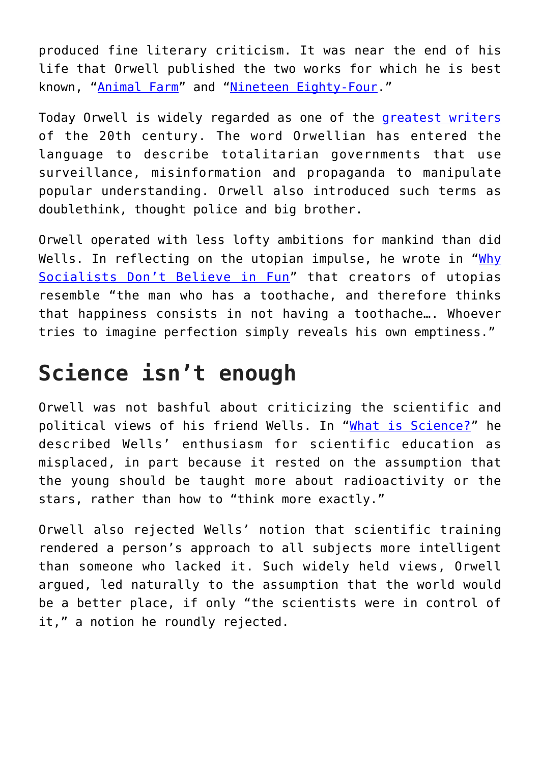produced fine literary criticism. It was near the end of his life that Orwell published the two works for which he is best known, "Animal Farm" and "Nineteen Eighty-Four."

Today Orwell is widely regarded as one of the greatest writers of the 20th century. The word Orwellian has entered the language to describe totalitarian governments that use surveillance, misinformation and propaganda to manipulate popular understanding. Orwell also introduced such terms as doublethink, thought police and big brother.

Orwell operated with less lofty ambitions for mankind than did Wells. In reflecting on the utopian impulse, he wrote in "Why Socialists Don't Believe in Fun" that creators of utopias resemble "the man who has a toothache, and therefore thinks that happiness consists in not having a toothache…. Whoever tries to imagine perfection simply reveals his own emptiness."

## Science isn't enough

Orwell was not bashful about criticizing the scientific and political views of his friend Wells. In "What is Science?" he described Wells' enthusiasm for scientific education as misplaced, in part because it rested on the assumption that the young should be taught more about radioactivity or the stars, rather than how to "think more exactly."

Orwell also rejected Wells' notion that scientific training rendered a person's approach to all subjects more intelligent than someone who lacked it. Such widely held views, Orwell argued, led naturally to the assumption that the world would be a better place, if only "the scientists were in control of it," a notion he roundly rejected.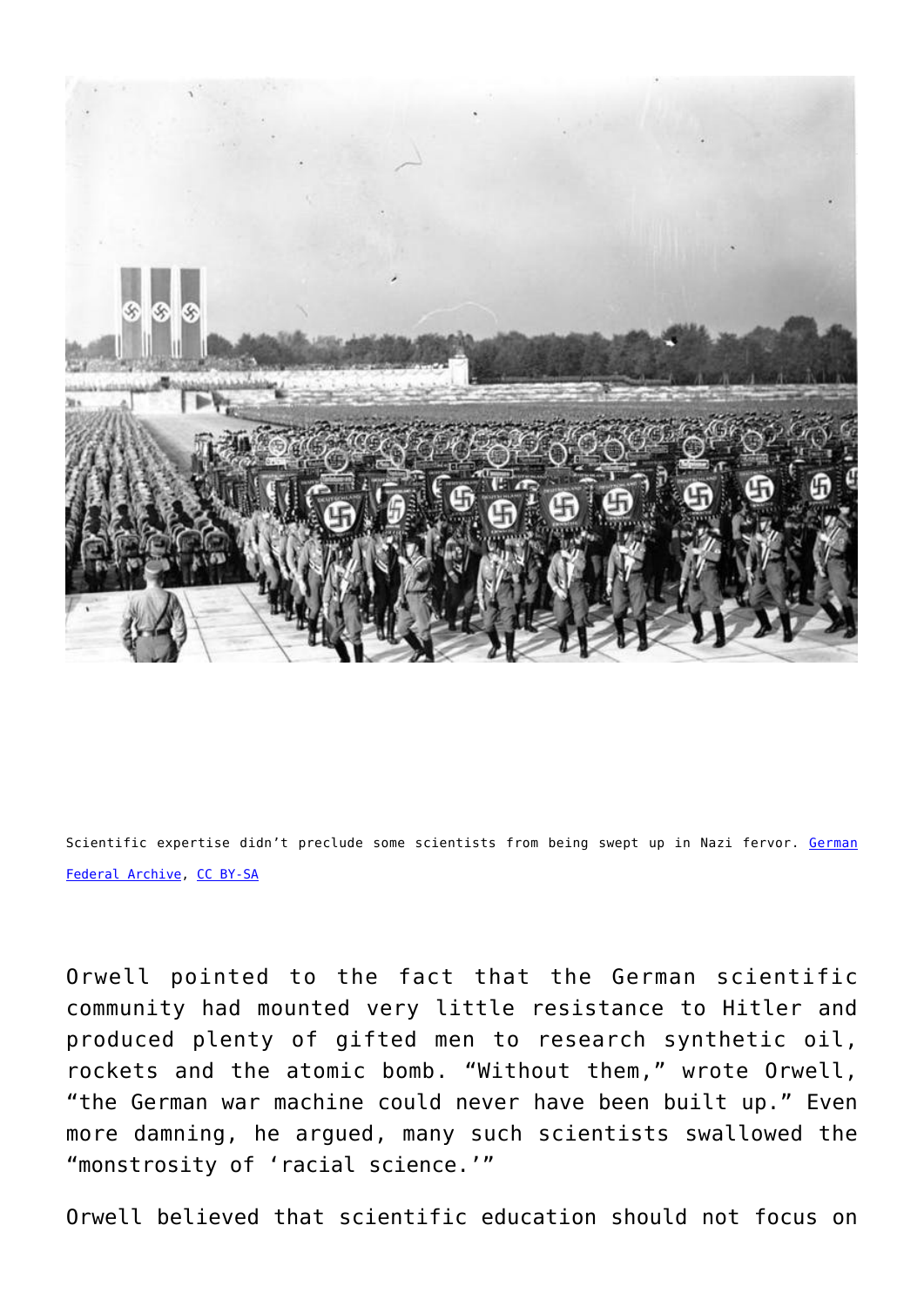Scientific expertise didn't preclude some scientists from being swept up in Nazi fervor. German Federal Archive, CC BY-SA

Orwell pointed to the fact that the German scientific community had mounted very little resistance to Hitler and produced plenty of gifted men to research synthetic oil, rockets and the atomic bomb. "Without them," wrote Orwell, "the German war machine could never have been built up." Even more damning, he argued, many such scientists swallowed the "monstrosity of 'racial science.'"

Orwell believed that scientific education should not focus on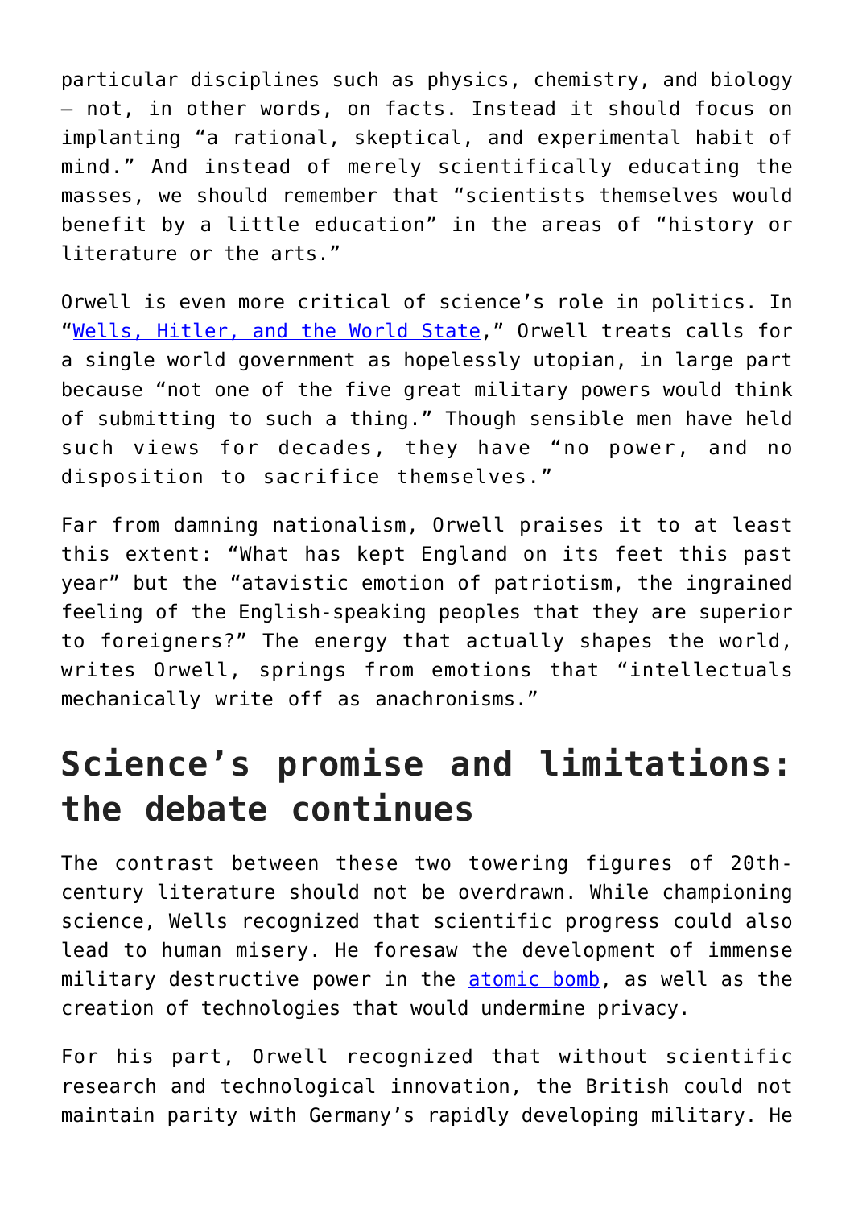particular disciplines such as physics, chemistry, and biology — not, in other words, on facts. Instead it should focus on implanting "a rational, skeptical, and experimental habit of mind." And instead of merely scientifically educating the masses, we should remember that "scientists themselves would benefit by a little education" in the areas of "history or literature or the arts."

Orwell is even more critical of science's role in politics. In "Wells, Hitler, and the World State," Orwell treats calls for a single world government as hopelessly utopian, in large part because "not one of the five great military powers would think of submitting to such a thing." Though sensible men have held such views for decades, they have "no power, and no disposition to sacrifice themselves."

Far from damning nationalism, Orwell praises it to at least this extent: "What has kept England on its feet this past year" but the "atavistic emotion of patriotism, the ingrained feeling of the English-speaking peoples that they are superior to foreigners?" The energy that actually shapes the world, writes Orwell, springs from emotions that "intellectuals mechanically write off as anachronisms."

## Science's promise and limitations: the debate continues

The contrast between these two towering figures of 20th-century literature should not be overdrawn. While championing science, Wells recognized that scientific progress could also lead to human misery. He foresaw the development of immense military destructive power in the atomic bomb, as well as the creation of technologies that would undermine privacy.

For his part, Orwell recognized that without scientific research and technological innovation, the British could not maintain parity with Germany's rapidly developing military. He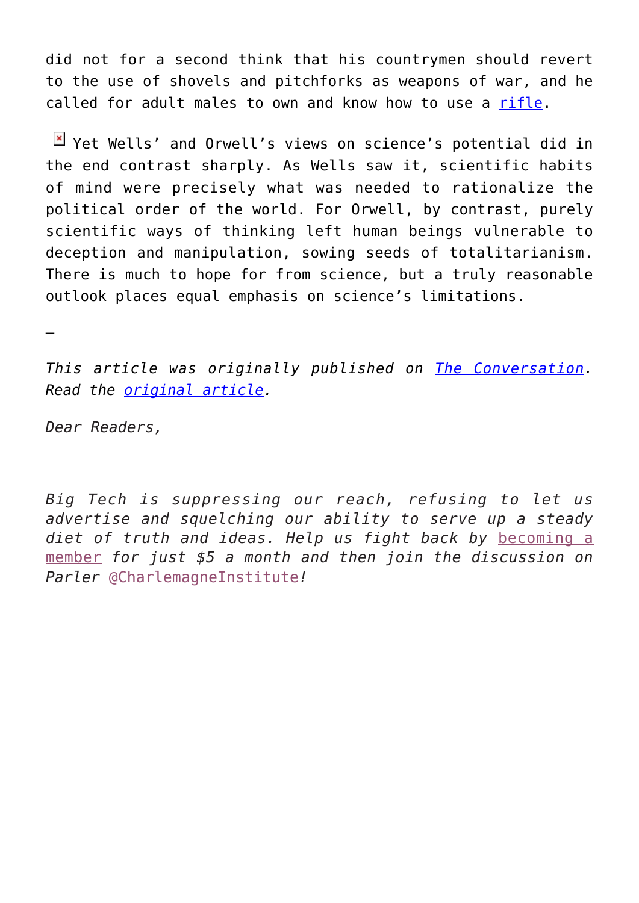did not for a second think that his countrymen should revert to the use of shovels and pitchforks as weapons of war, and he called for adult males to own and know how to use a rifle.

Yet Wells' and Orwell's views on science's potential did in the end contrast sharply. As Wells saw it, scientific habits of mind were precisely what was needed to rationalize the political order of the world. For Orwell, by contrast, purely scientific ways of thinking left human beings vulnerable to deception and manipulation, sowing seeds of totalitarianism. There is much to hope for from science, but a truly reasonable outlook places equal emphasis on science's limitations.

—

*This article was originally published on The Conversation. Read the original article.*

*Dear Readers,*

*Big Tech is suppressing our reach, refusing to let us advertise and squelching our ability to serve up a steady diet of truth and ideas. Help us fight back by becoming a member for just $5 a month and then join the discussion on Parler @CharlemagneInstitute!*